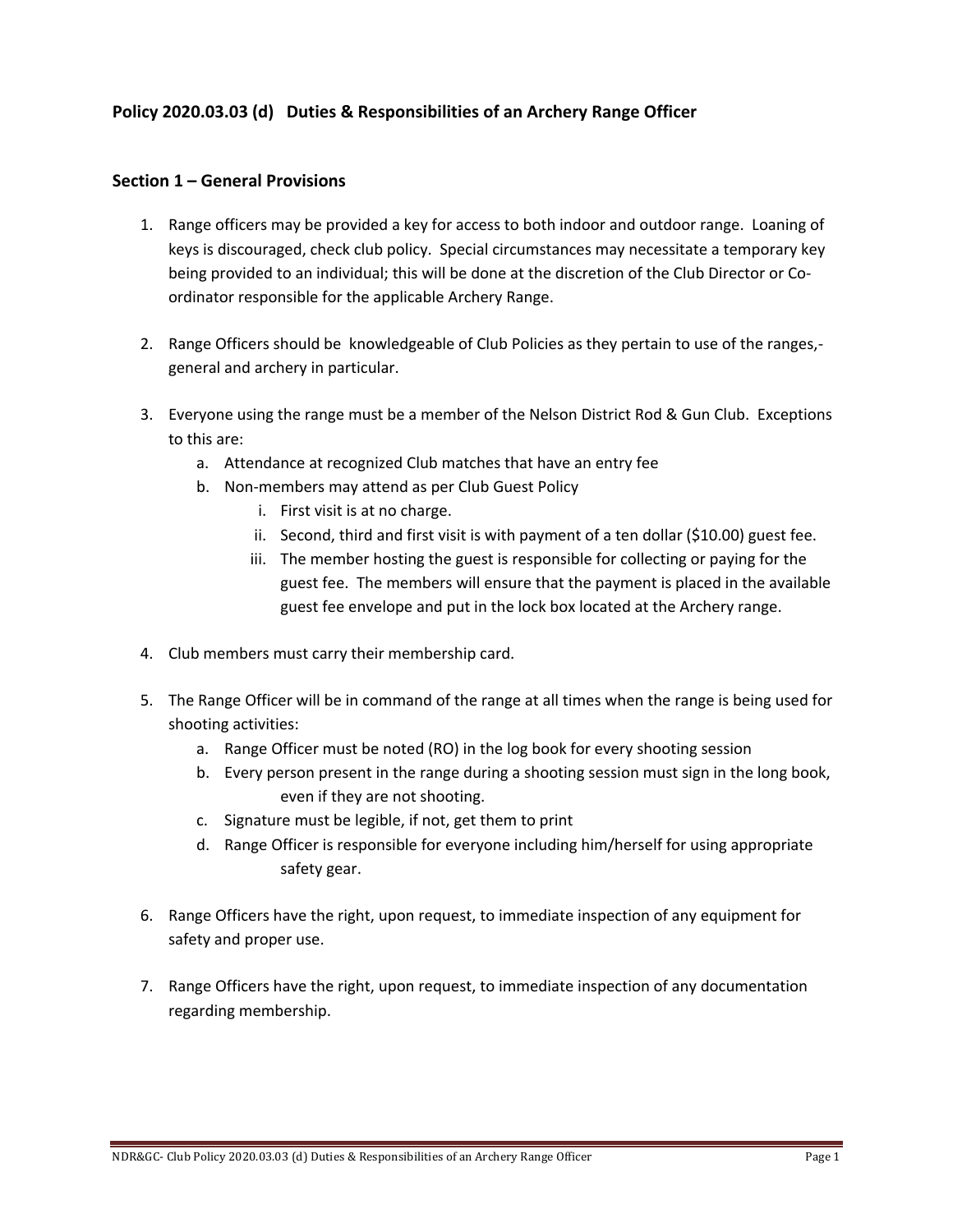## Policy 2020.03.03 (d) Duties & Responsibilities of an Archery Range Officer

### Section 1 – General Provisions

1. Range officers may be provided a key for access to both indoor and outdoor range. Loaning of keys is discouraged, check club policy. Special circumstances may necessitate a temporary key being provided to an individual; this will be done at the discretion of the Club Director or Co-ordinator responsible for the applicable Archery Range.

2. Range Officers should be knowledgeable of Club Policies as they pertain to use of the ranges,-general and archery in particular.

3. Everyone using the range must be a member of the Nelson District Rod & Gun Club. Exceptions to this are:
   a. Attendance at recognized Club matches that have an entry fee
   b. Non-members may attend as per Club Guest Policy
      i. First visit is at no charge.
      ii. Second, third and first visit is with payment of a ten dollar ($10.00) guest fee.
      iii. The member hosting the guest is responsible for collecting or paying for the guest fee. The members will ensure that the payment is placed in the available guest fee envelope and put in the lock box located at the Archery range.

4. Club members must carry their membership card.

5. The Range Officer will be in command of the range at all times when the range is being used for shooting activities:
   a. Range Officer must be noted (RO) in the log book for every shooting session
   b. Every person present in the range during a shooting session must sign in the long book, even if they are not shooting.
   c. Signature must be legible, if not, get them to print
   d. Range Officer is responsible for everyone including him/herself for using appropriate safety gear.

6. Range Officers have the right, upon request, to immediate inspection of any equipment for safety and proper use.

7. Range Officers have the right, upon request, to immediate inspection of any documentation regarding membership.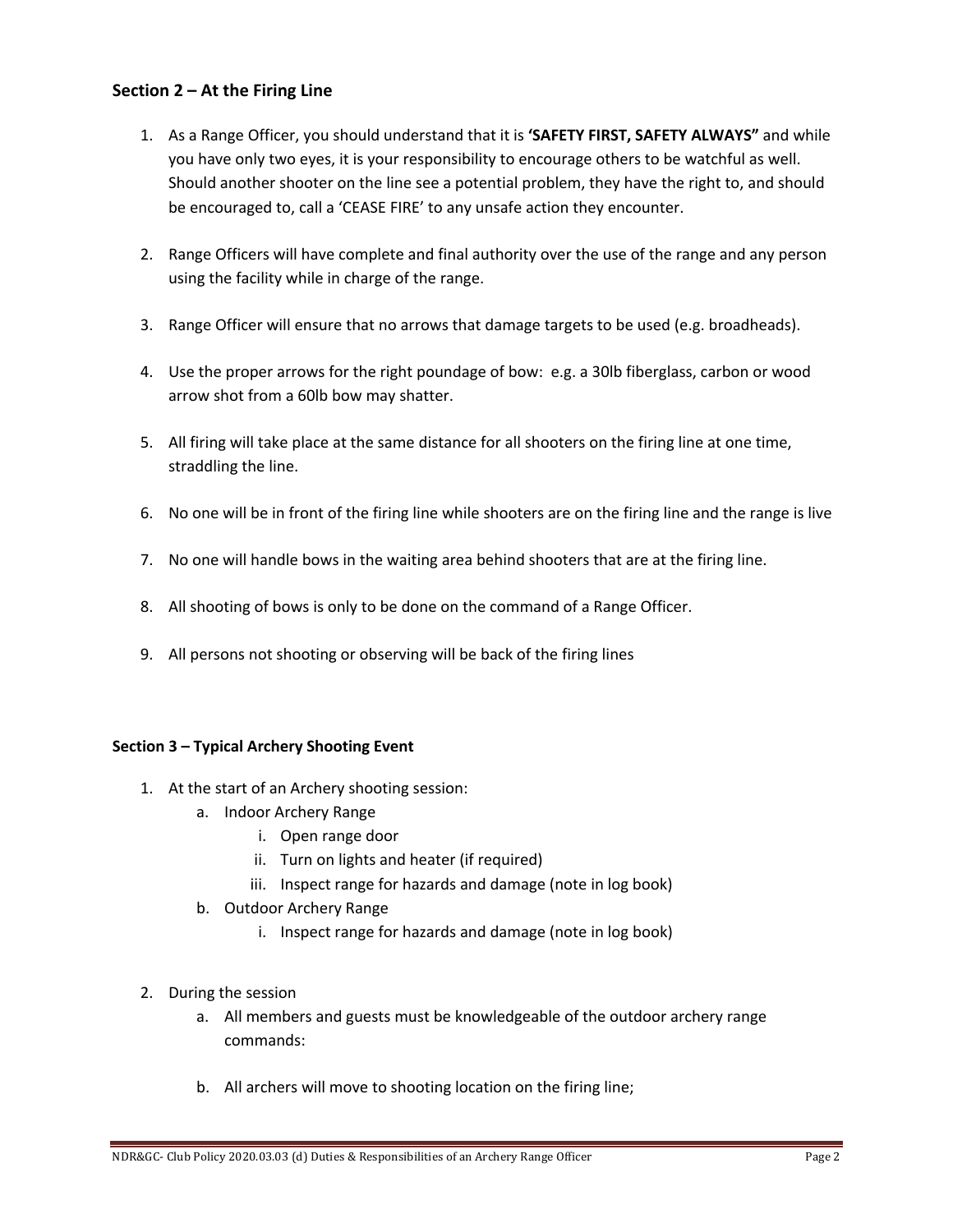## Section 2 – At the Firing Line

1. As a Range Officer, you should understand that it is **'SAFETY FIRST, SAFETY ALWAYS"** and while you have only two eyes, it is your responsibility to encourage others to be watchful as well. Should another shooter on the line see a potential problem, they have the right to, and should be encouraged to, call a 'CEASE FIRE' to any unsafe action they encounter.

2. Range Officers will have complete and final authority over the use of the range and any person using the facility while in charge of the range.

3. Range Officer will ensure that no arrows that damage targets to be used (e.g. broadheads).

4. Use the proper arrows for the right poundage of bow: e.g. a 30lb fiberglass, carbon or wood arrow shot from a 60lb bow may shatter.

5. All firing will take place at the same distance for all shooters on the firing line at one time, straddling the line.

6. No one will be in front of the firing line while shooters are on the firing line and the range is live

7. No one will handle bows in the waiting area behind shooters that are at the firing line.

8. All shooting of bows is only to be done on the command of a Range Officer.

9. All persons not shooting or observing will be back of the firing lines

## Section 3 – Typical Archery Shooting Event

1. At the start of an Archery shooting session:
    a. Indoor Archery Range
        i. Open range door
        ii. Turn on lights and heater (if required)
        iii. Inspect range for hazards and damage (note in log book)
    b. Outdoor Archery Range
        i. Inspect range for hazards and damage (note in log book)

2. During the session
    a. All members and guests must be knowledgeable of the outdoor archery range commands:

    b. All archers will move to shooting location on the firing line;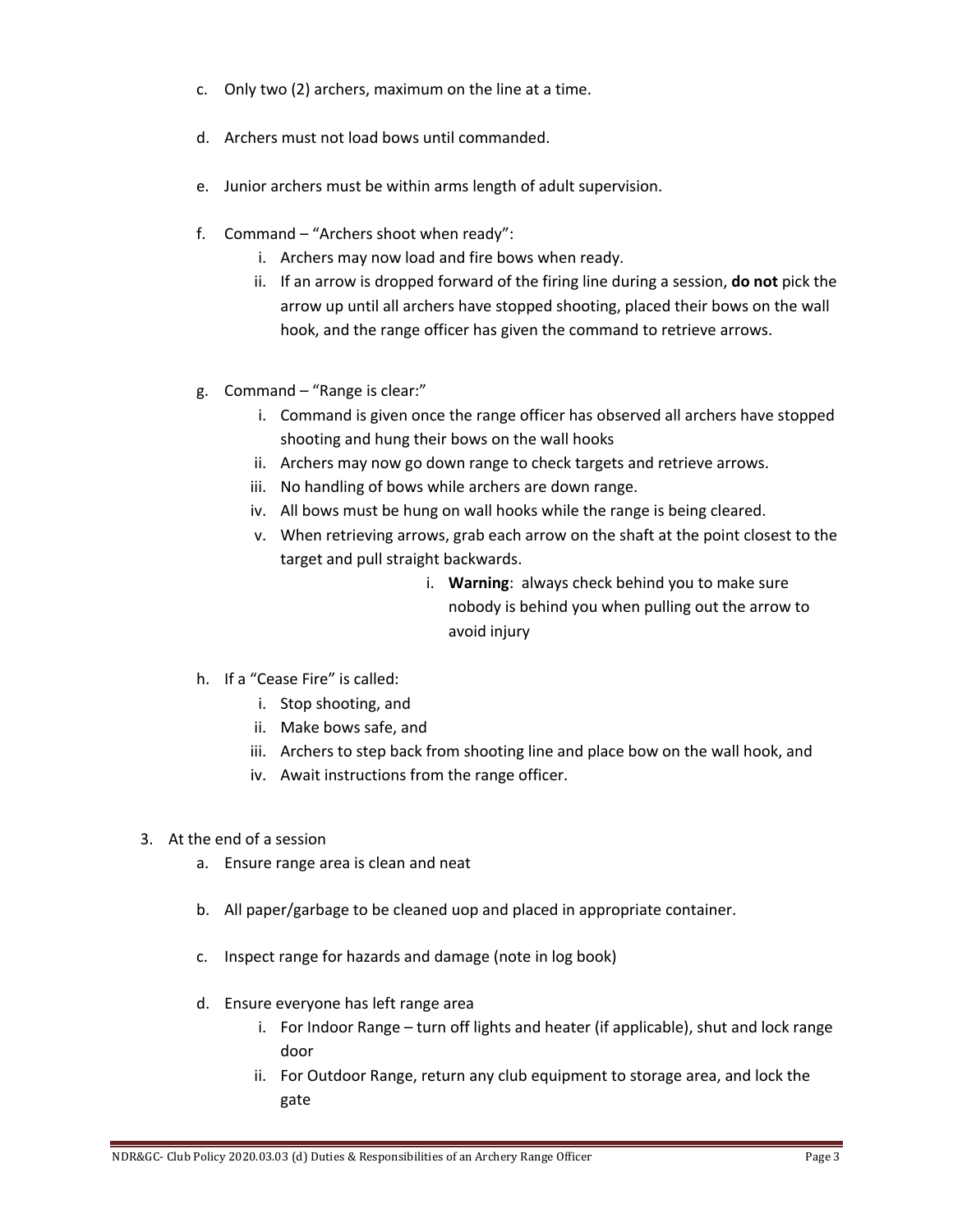c. Only two (2) archers, maximum on the line at a time.

d. Archers must not load bows until commanded.

e. Junior archers must be within arms length of adult supervision.

f. Command – "Archers shoot when ready":
   i. Archers may now load and fire bows when ready.
   ii. If an arrow is dropped forward of the firing line during a session, **do not** pick the arrow up until all archers have stopped shooting, placed their bows on the wall hook, and the range officer has given the command to retrieve arrows.

g. Command – "Range is clear:"
   i. Command is given once the range officer has observed all archers have stopped shooting and hung their bows on the wall hooks
   ii. Archers may now go down range to check targets and retrieve arrows.
   iii. No handling of bows while archers are down range.
   iv. All bows must be hung on wall hooks while the range is being cleared.
   v. When retrieving arrows, grab each arrow on the shaft at the point closest to the target and pull straight backwards.
      i. **Warning**: always check behind you to make sure nobody is behind you when pulling out the arrow to avoid injury

h. If a "Cease Fire" is called:
   i. Stop shooting, and
   ii. Make bows safe, and
   iii. Archers to step back from shooting line and place bow on the wall hook, and
   iv. Await instructions from the range officer.

3. At the end of a session
   a. Ensure range area is clean and neat

   b. All paper/garbage to be cleaned uop and placed in appropriate container.

   c. Inspect range for hazards and damage (note in log book)

   d. Ensure everyone has left range area
      i. For Indoor Range – turn off lights and heater (if applicable), shut and lock range door
      ii. For Outdoor Range, return any club equipment to storage area, and lock the gate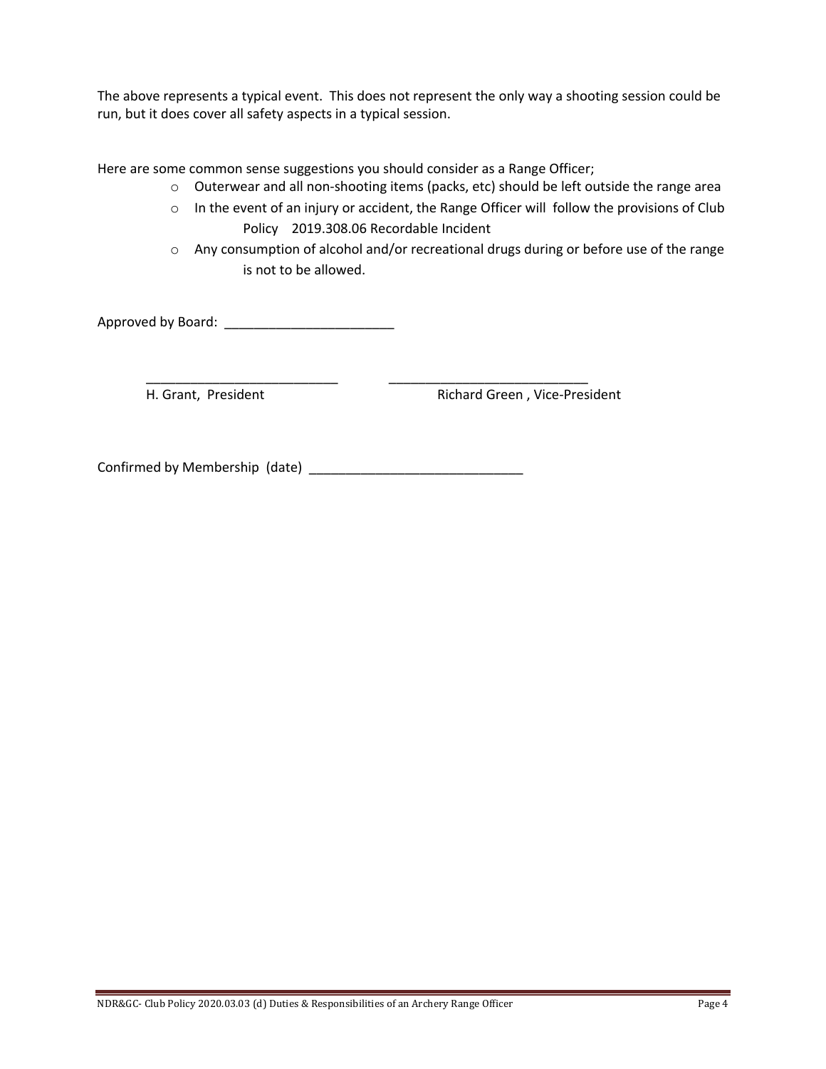The above represents a typical event. This does not represent the only way a shooting session could be run, but it does cover all safety aspects in a typical session.

Here are some common sense suggestions you should consider as a Range Officer;

- Outerwear and all non-shooting items (packs, etc) should be left outside the range area
- In the event of an injury or accident, the Range Officer will follow the provisions of Club Policy 2019.308.06 Recordable Incident
- Any consumption of alcohol and/or recreational drugs during or before use of the range is not to be allowed.

Approved by Board: _______________________

| | |
|---|---|
| ___________________________ | ___________________________ |
| H. Grant, President | Richard Green , Vice-President |

Confirmed by Membership (date) _____________________________